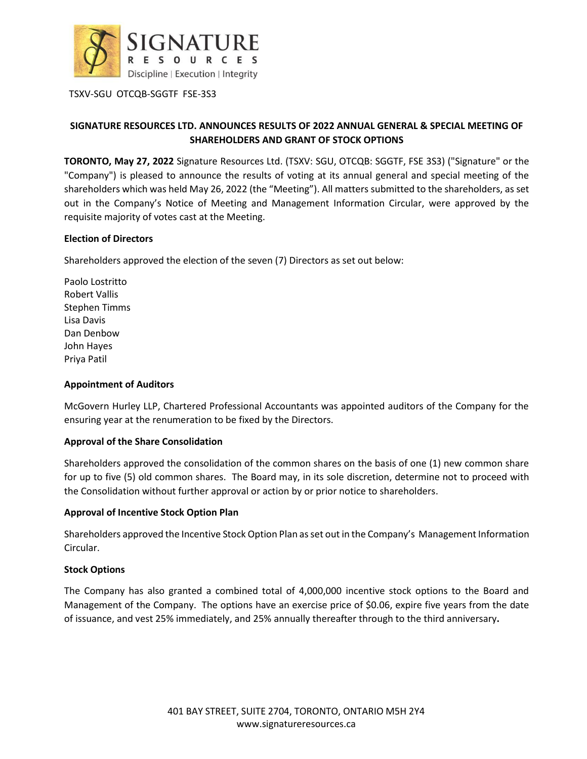TSXV-SGU OTCQB-SGGTF FSE-3S3

# SIGNATURE RESOURCES LTD. ANNOUNCES RESULTS OF 2022 ANNUAL GENERAL & SPECIAL MEETING OF SHAREHOLDERS AND GRANT OF STOCK OPTIONS

**TORONTO, May 27, 2022** Signature Resources Ltd. (TSXV: SGU, OTCQB: SGGTF, FSE 3S3) ("Signature" or the "Company") is pleased to announce the results of voting at its annual general and special meeting of the shareholders which was held May 26, 2022 (the "Meeting"). All matters submitted to the shareholders, as set out in the Company's Notice of Meeting and Management Information Circular, were approved by the requisite majority of votes cast at the Meeting.

**Election of Directors**

Shareholders approved the election of the seven (7) Directors as set out below:

Paolo Lostritto
Robert Vallis
Stephen Timms
Lisa Davis
Dan Denbow
John Hayes
Priya Patil

**Appointment of Auditors**

McGovern Hurley LLP, Chartered Professional Accountants was appointed auditors of the Company for the ensuring year at the renumeration to be fixed by the Directors.

**Approval of the Share Consolidation**

Shareholders approved the consolidation of the common shares on the basis of one (1) new common share for up to five (5) old common shares. The Board may, in its sole discretion, determine not to proceed with the Consolidation without further approval or action by or prior notice to shareholders.

**Approval of Incentive Stock Option Plan**

Shareholders approved the Incentive Stock Option Plan as set out in the Company's Management Information Circular.

**Stock Options**

The Company has also granted a combined total of 4,000,000 incentive stock options to the Board and Management of the Company. The options have an exercise price of $0.06, expire five years from the date of issuance, and vest 25% immediately, and 25% annually thereafter through to the third anniversary**.**

401 BAY STREET, SUITE 2704, TORONTO, ONTARIO M5H 2Y4
www.signatureresources.ca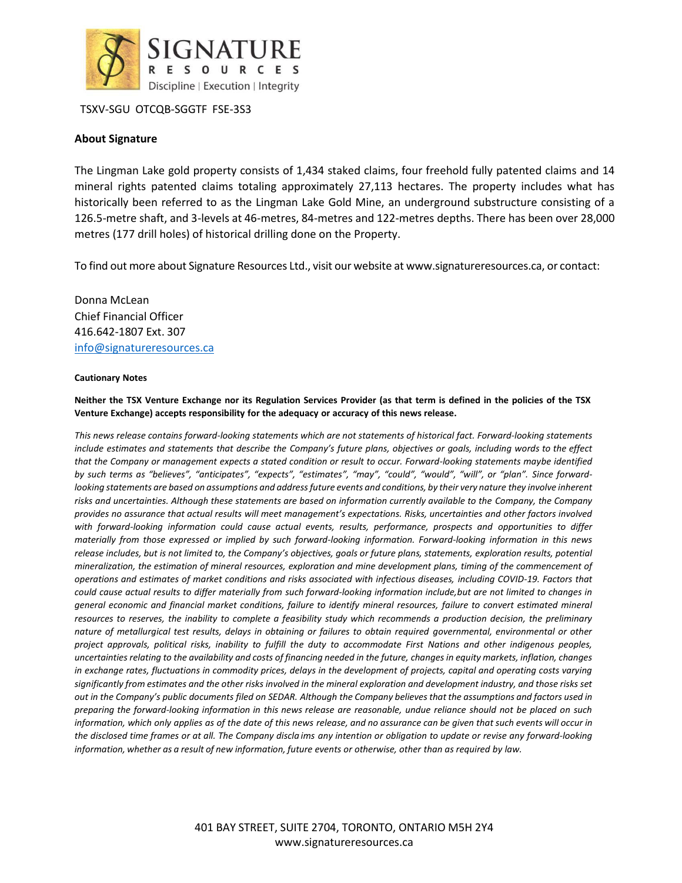TSXV-SGU OTCQB-SGGTF FSE-3S3

## About Signature

The Lingman Lake gold property consists of 1,434 staked claims, four freehold fully patented claims and 14 mineral rights patented claims totaling approximately 27,113 hectares. The property includes what has historically been referred to as the Lingman Lake Gold Mine, an underground substructure consisting of a 126.5-metre shaft, and 3-levels at 46-metres, 84-metres and 122-metres depths. There has been over 28,000 metres (177 drill holes) of historical drilling done on the Property.

To find out more about Signature Resources Ltd., visit our website at www.signatureresources.ca, or contact:

Donna McLean
Chief Financial Officer
416.642-1807 Ext. 307
info@signatureresources.ca

#### Cautionary Notes

**Neither the TSX Venture Exchange nor its Regulation Services Provider (as that term is defined in the policies of the TSX Venture Exchange) accepts responsibility for the adequacy or accuracy of this news release.**

*This news release contains forward-looking statements which are not statements of historical fact. Forward-looking statements include estimates and statements that describe the Company's future plans, objectives or goals, including words to the effect that the Company or management expects a stated condition or result to occur. Forward-looking statements maybe identified by such terms as "believes", "anticipates", "expects", "estimates", "may", "could", "would", "will", or "plan". Since forward-looking statements are based on assumptions and address future events and conditions, by their very nature they involve inherent risks and uncertainties. Although these statements are based on information currently available to the Company, the Company provides no assurance that actual results will meet management's expectations. Risks, uncertainties and other factors involved with forward-looking information could cause actual events, results, performance, prospects and opportunities to differ materially from those expressed or implied by such forward-looking information. Forward-looking information in this news release includes, but is not limited to, the Company's objectives, goals or future plans, statements, exploration results, potential mineralization, the estimation of mineral resources, exploration and mine development plans, timing of the commencement of operations and estimates of market conditions and risks associated with infectious diseases, including COVID-19. Factors that could cause actual results to differ materially from such forward-looking information include,but are not limited to changes in general economic and financial market conditions, failure to identify mineral resources, failure to convert estimated mineral resources to reserves, the inability to complete a feasibility study which recommends a production decision, the preliminary nature of metallurgical test results, delays in obtaining or failures to obtain required governmental, environmental or other project approvals, political risks, inability to fulfill the duty to accommodate First Nations and other indigenous peoples, uncertainties relating to the availability and costs of financing needed in the future, changes in equity markets, inflation, changes in exchange rates, fluctuations in commodity prices, delays in the development of projects, capital and operating costs varying significantly from estimates and the other risks involved in the mineral exploration and development industry, and those risks set out in the Company's public documents filed on SEDAR. Although the Company believes that the assumptions and factors used in preparing the forward-looking information in this news release are reasonable, undue reliance should not be placed on such information, which only applies as of the date of this news release, and no assurance can be given that such events will occur in the disclosed time frames or at all. The Company disclaims any intention or obligation to update or revise any forward-looking information, whether as a result of new information, future events or otherwise, other than as required by law.*

401 BAY STREET, SUITE 2704, TORONTO, ONTARIO M5H 2Y4
www.signatureresources.ca